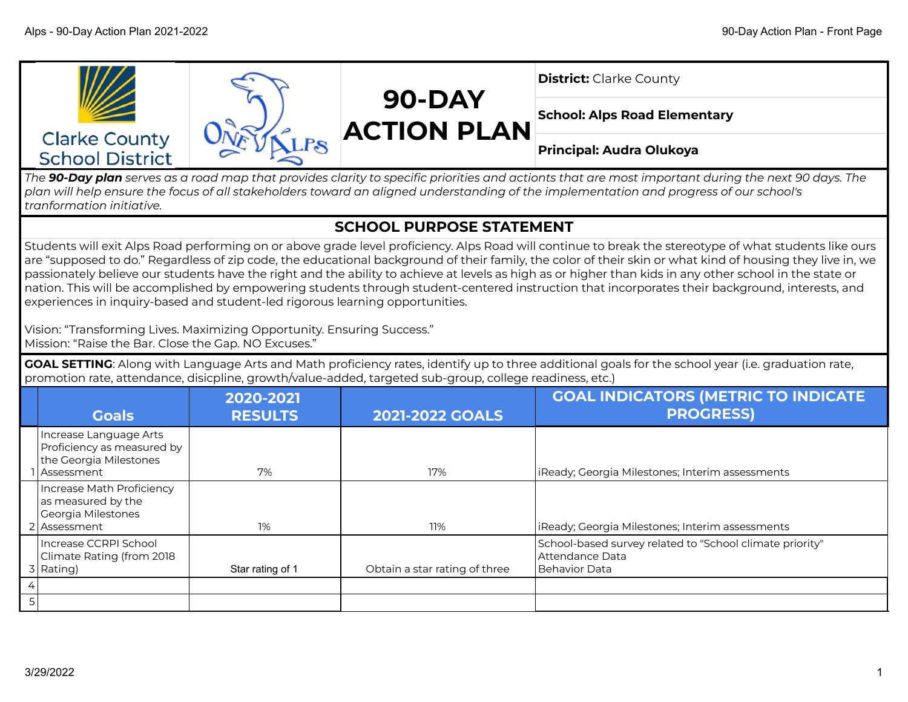# 90-DAY ACTION PLAN

Clarke County School District

**District:** Clarke County

**School: Alps Road Elementary**

**Principal: Audra Olukoya**

*The **90-Day plan** serves as a road map that provides clarity to specific priorities and actionts that are most important during the next 90 days. The plan will help ensure the focus of all stakeholders toward an aligned understanding of the implementation and progress of our school's tranformation initiative.*

## SCHOOL PURPOSE STATEMENT

Students will exit Alps Road performing on or above grade level proficiency. Alps Road will continue to break the stereotype of what students like ours are "supposed to do." Regardless of zip code, the educational background of their family, the color of their skin or what kind of housing they live in, we passionately believe our students have the right and the ability to achieve at levels as high as or higher than kids in any other school in the state or nation. This will be accomplished by empowering students through student-centered instruction that incorporates their background, interests, and experiences in inquiry-based and student-led rigorous learning opportunities.

Vision: "Transforming Lives. Maximizing Opportunity. Ensuring Success."
Mission: "Raise the Bar. Close the Gap. NO Excuses."

**GOAL SETTING**: Along with Language Arts and Math proficiency rates, identify up to three additional goals for the school year (i.e. graduation rate, promotion rate, attendance, disicpline, growth/value-added, targeted sub-group, college readiness, etc.)

| | Goals | 2020-2021 RESULTS | 2021-2022 GOALS | GOAL INDICATORS (METRIC TO INDICATE PROGRESS) |
|---|---|---|---|---|
| 1 | Increase Language Arts Proficiency as measured by the Georgia Milestones Assessment | 7% | 17% | iReady; Georgia Milestones; Interim assessments |
| 2 | Increase Math Proficiency as measured by the Georgia Milestones Assessment | 1% | 11% | iReady; Georgia Milestones; Interim assessments |
| 3 | Increase CCRPI School Climate Rating (from 2018 Rating) | Star rating of 1 | Obtain a star rating of three | School-based survey related to "School climate priority"<br>Attendance Data<br>Behavior Data |
| 4 | | | | |
| 5 | | | | |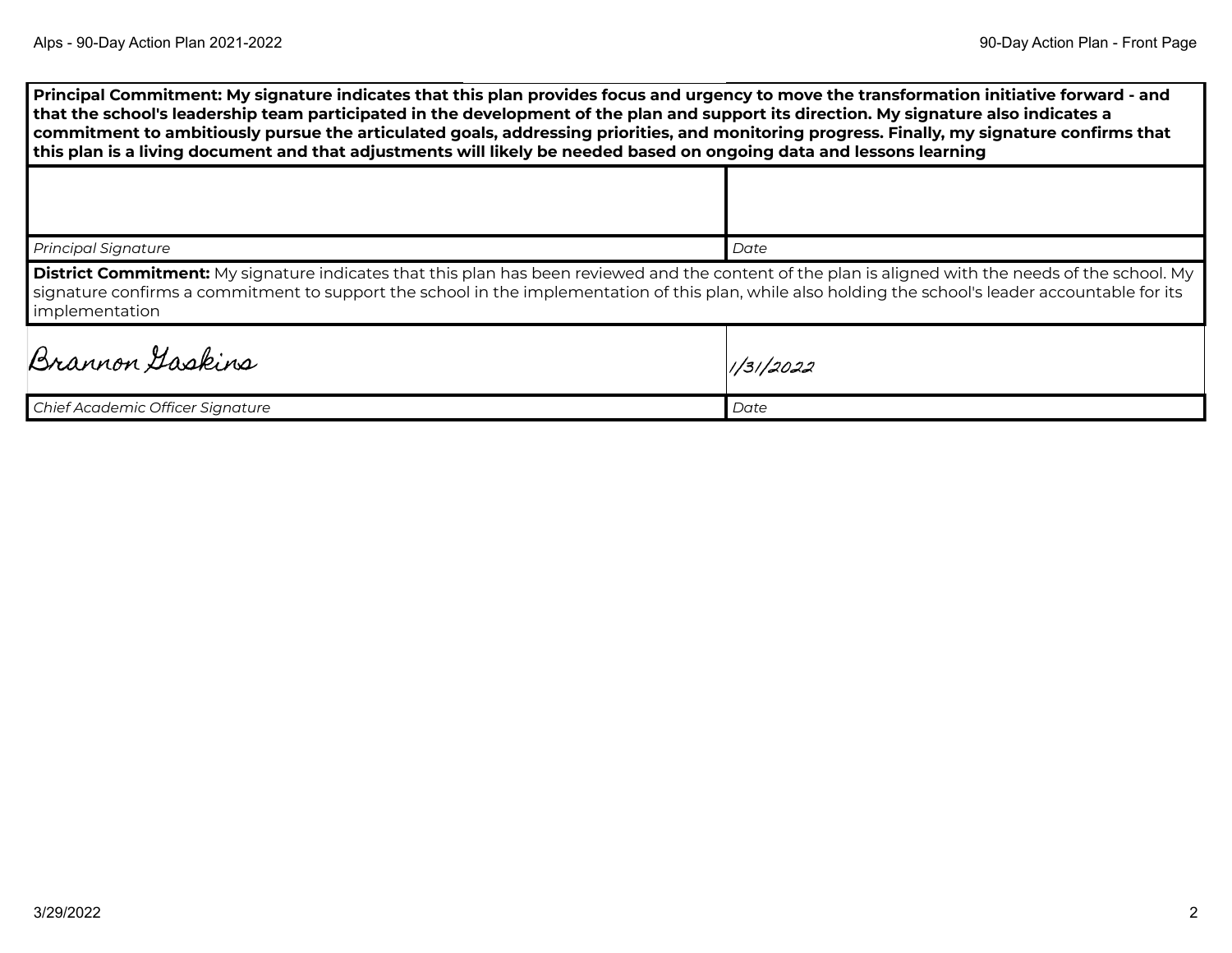| | |
|---|---|
| **Principal Commitment: My signature indicates that this plan provides focus and urgency to move the transformation initiative forward - and that the school's leadership team participated in the development of the plan and support its direction. My signature also indicates a commitment to ambitiously pursue the articulated goals, addressing priorities, and monitoring progress. Finally, my signature confirms that this plan is a living document and that adjustments will likely be needed based on ongoing data and lessons learning** | |
| | |
| *Principal Signature* | *Date* |
| **District Commitment:** My signature indicates that this plan has been reviewed and the content of the plan is aligned with the needs of the school. My signature confirms a commitment to support the school in the implementation of this plan, while also holding the school's leader accountable for its implementation | |
| Brannon Gaskins | 1/31/2022 |
| *Chief Academic Officer Signature* | *Date* |